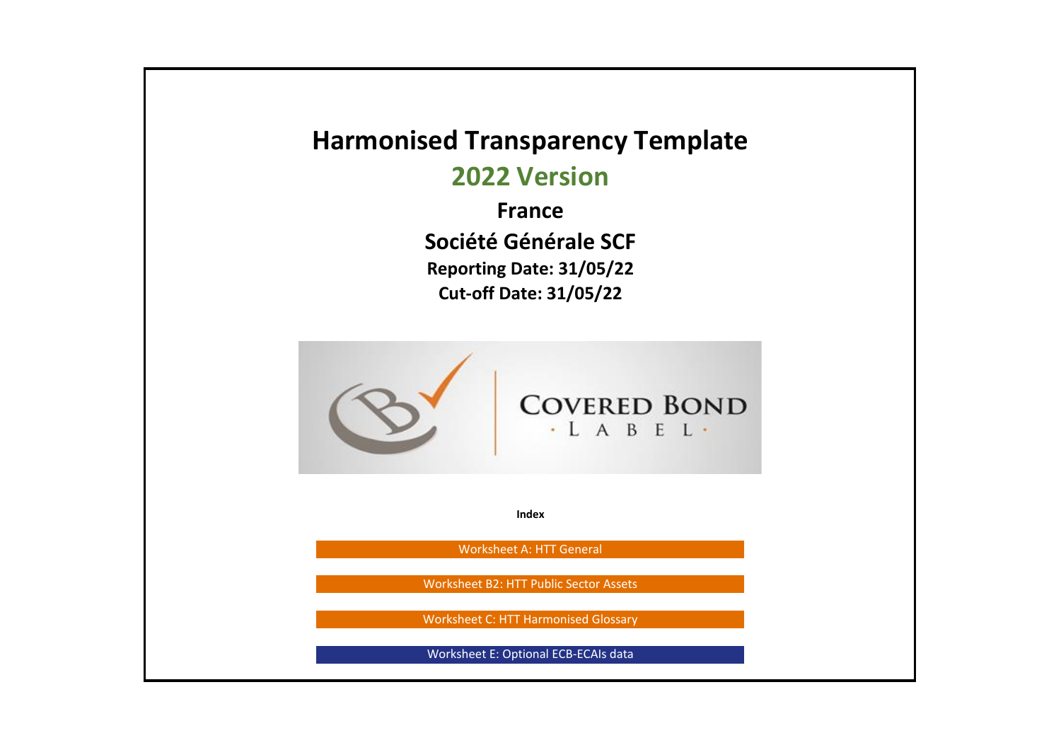# Harmonised Transparency Template

## 2022 Version

### France

### Société Générale SCF

**Reporting Date: 31/05/22**

**Cut-off Date: 31/05/22**

COVERED BOND · LABEL ·

**Index**

Worksheet A: HTT General

Worksheet B2: HTT Public Sector Assets

Worksheet C: HTT Harmonised Glossary

Worksheet E: Optional ECB-ECAIs data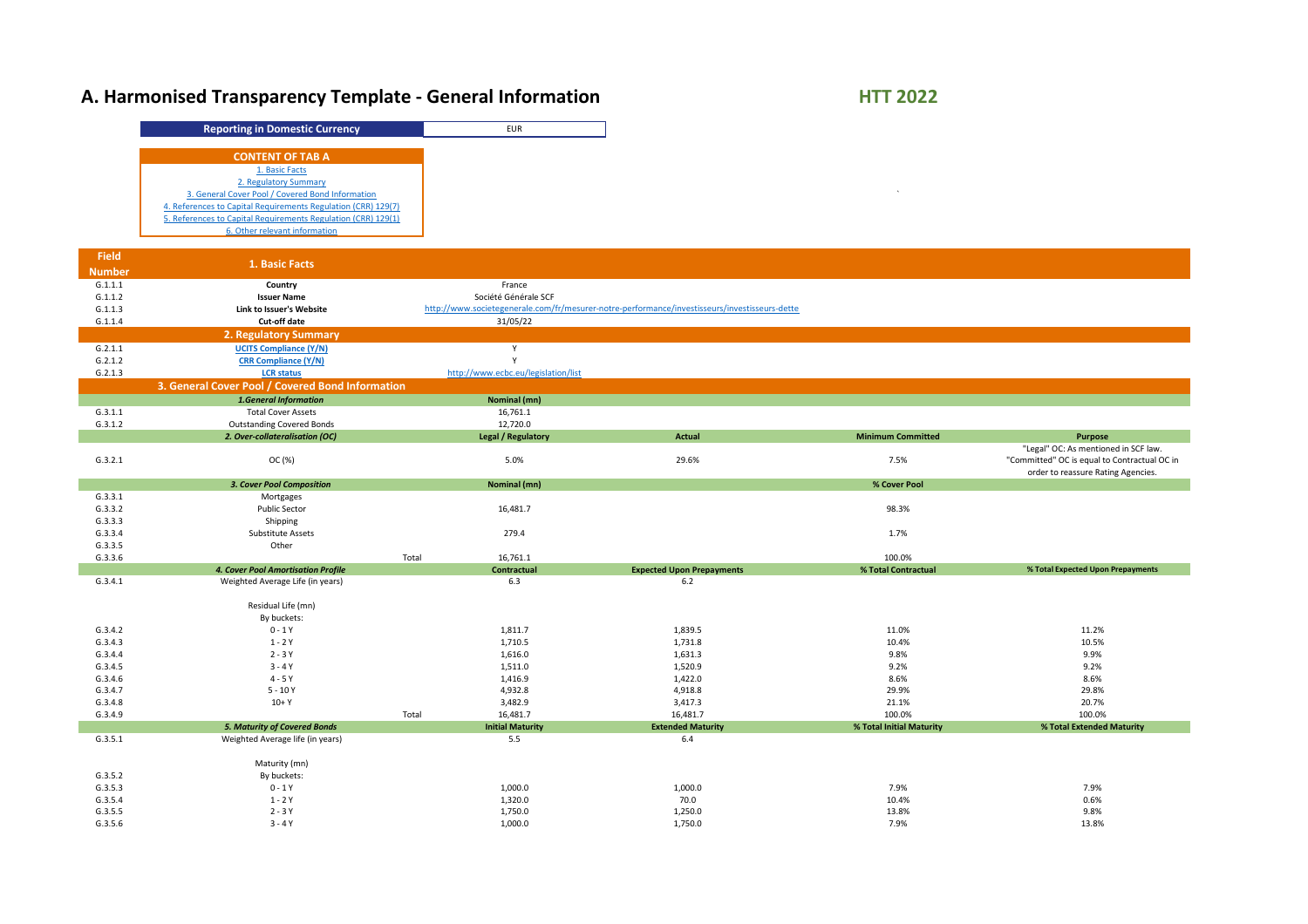# A. Harmonised Transparency Template - General Information

**HTT 2022**

| Reporting in Domestic Currency | EUR |
|---|---|

**CONTENT OF TAB A**

1. Basic Facts
2. Regulatory Summary
3. General Cover Pool / Covered Bond Information
4. References to Capital Requirements Regulation (CRR) 129(7)
5. References to Capital Requirements Regulation (CRR) 129(1)
6. Other relevant information

| Field Number | 1. Basic Facts | | | | | |
|---|---|---|---|---|---|---|
| G.1.1.1 | **Country** | | France | | | |
| G.1.1.2 | **Issuer Name** | | Société Générale SCF | | | |
| G.1.1.3 | **Link to Issuer's Website** | | http://www.societegenerale.com/fr/mesurer-notre-performance/investisseurs/investisseurs-dette | | | |
| G.1.1.4 | **Cut-off date** | | 31/05/22 | | | |
| | **2. Regulatory Summary** | | | | | |
| G.2.1.1 | **UCITS Compliance (Y/N)** | | Y | | | |
| G.2.1.2 | **CRR Compliance (Y/N)** | | Y | | | |
| G.2.1.3 | **LCR status** | | http://www.ecbc.eu/legislation/list | | | |
| | **3. General Cover Pool / Covered Bond Information** | | | | | |
| | ***1.General Information*** | | **Nominal (mn)** | | | |
| G.3.1.1 | Total Cover Assets | | 16,761.1 | | | |
| G.3.1.2 | Outstanding Covered Bonds | | 12,720.0 | | | |
| | ***2. Over-collateralisation (OC)*** | | **Legal / Regulatory** | **Actual** | **Minimum Committed** | **Purpose** |
| G.3.2.1 | OC (%) | | 5.0% | 29.6% | 7.5% | "Legal" OC: As mentioned in SCF law. "Committed" OC is equal to Contractual OC in order to reassure Rating Agencies. |
| | ***3. Cover Pool Composition*** | | **Nominal (mn)** | | **% Cover Pool** | |
| G.3.3.1 | Mortgages | | | | | |
| G.3.3.2 | Public Sector | | 16,481.7 | | 98.3% | |
| G.3.3.3 | Shipping | | | | | |
| G.3.3.4 | Substitute Assets | | 279.4 | | 1.7% | |
| G.3.3.5 | Other | | | | | |
| G.3.3.6 | | Total | 16,761.1 | | 100.0% | |
| | ***4. Cover Pool Amortisation Profile*** | | **Contractual** | **Expected Upon Prepayments** | **% Total Contractual** | **% Total Expected Upon Prepayments** |
| G.3.4.1 | Weighted Average Life (in years) | | 6.3 | 6.2 | | |
| | Residual Life (mn) | | | | | |
| | By buckets: | | | | | |
| G.3.4.2 | 0 - 1 Y | | 1,811.7 | 1,839.5 | 11.0% | 11.2% |
| G.3.4.3 | 1 - 2 Y | | 1,710.5 | 1,731.8 | 10.4% | 10.5% |
| G.3.4.4 | 2 - 3 Y | | 1,616.0 | 1,631.3 | 9.8% | 9.9% |
| G.3.4.5 | 3 - 4 Y | | 1,511.0 | 1,520.9 | 9.2% | 9.2% |
| G.3.4.6 | 4 - 5 Y | | 1,416.9 | 1,422.0 | 8.6% | 8.6% |
| G.3.4.7 | 5 - 10 Y | | 4,932.8 | 4,918.8 | 29.9% | 29.8% |
| G.3.4.8 | 10+ Y | | 3,482.9 | 3,417.3 | 21.1% | 20.7% |
| G.3.4.9 | | Total | 16,481.7 | 16,481.7 | 100.0% | 100.0% |
| | ***5. Maturity of Covered Bonds*** | | **Initial Maturity** | **Extended Maturity** | **% Total Initial Maturity** | **% Total Extended Maturity** |
| G.3.5.1 | Weighted Average life (in years) | | 5.5 | 6.4 | | |
| | Maturity (mn) | | | | | |
| G.3.5.2 | By buckets: | | | | | |
| G.3.5.3 | 0 - 1 Y | | 1,000.0 | 1,000.0 | 7.9% | 7.9% |
| G.3.5.4 | 1 - 2 Y | | 1,320.0 | 70.0 | 10.4% | 0.6% |
| G.3.5.5 | 2 - 3 Y | | 1,750.0 | 1,250.0 | 13.8% | 9.8% |
| G.3.5.6 | 3 - 4 Y | | 1,000.0 | 1,750.0 | 7.9% | 13.8% |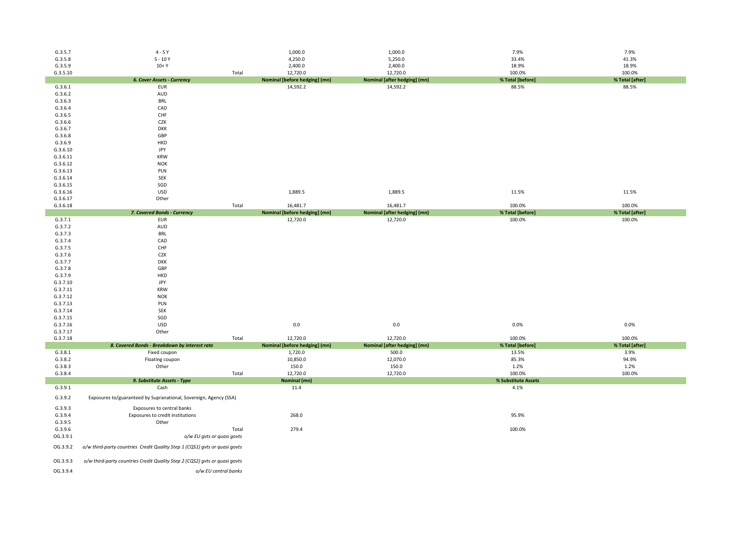| | | | | | | |
|---|---|---|---|---|---|---|
| G.3.5.7 | 4 - 5 Y | | 1,000.0 | 1,000.0 | 7.9% | 7.9% |
| G.3.5.8 | 5 - 10 Y | | 4,250.0 | 5,250.0 | 33.4% | 41.3% |
| G.3.5.9 | 10+ Y | | 2,400.0 | 2,400.0 | 18.9% | 18.9% |
| G.3.5.10 | | Total | 12,720.0 | 12,720.0 | 100.0% | 100.0% |
| | ***6. Cover Assets - Currency*** | | **Nominal [before hedging] (mn)** | **Nominal [after hedging] (mn)** | **% Total [before]** | **% Total [after]** |
| G.3.6.1 | EUR | | 14,592.2 | 14,592.2 | 88.5% | 88.5% |
| G.3.6.2 | AUD | | | | | |
| G.3.6.3 | BRL | | | | | |
| G.3.6.4 | CAD | | | | | |
| G.3.6.5 | CHF | | | | | |
| G.3.6.6 | CZK | | | | | |
| G.3.6.7 | DKK | | | | | |
| G.3.6.8 | GBP | | | | | |
| G.3.6.9 | HKD | | | | | |
| G.3.6.10 | JPY | | | | | |
| G.3.6.11 | KRW | | | | | |
| G.3.6.12 | NOK | | | | | |
| G.3.6.13 | PLN | | | | | |
| G.3.6.14 | SEK | | | | | |
| G.3.6.15 | SGD | | | | | |
| G.3.6.16 | USD | | 1,889.5 | 1,889.5 | 11.5% | 11.5% |
| G.3.6.17 | Other | | | | | |
| G.3.6.18 | | Total | 16,481.7 | 16,481.7 | 100.0% | 100.0% |
| | ***7. Covered Bonds - Currency*** | | **Nominal [before hedging] (mn)** | **Nominal [after hedging] (mn)** | **% Total [before]** | **% Total [after]** |
| G.3.7.1 | EUR | | 12,720.0 | 12,720.0 | 100.0% | 100.0% |
| G.3.7.2 | AUD | | | | | |
| G.3.7.3 | BRL | | | | | |
| G.3.7.4 | CAD | | | | | |
| G.3.7.5 | CHF | | | | | |
| G.3.7.6 | CZK | | | | | |
| G.3.7.7 | DKK | | | | | |
| G.3.7.8 | GBP | | | | | |
| G.3.7.9 | HKD | | | | | |
| G.3.7.10 | JPY | | | | | |
| G.3.7.11 | KRW | | | | | |
| G.3.7.12 | NOK | | | | | |
| G.3.7.13 | PLN | | | | | |
| G.3.7.14 | SEK | | | | | |
| G.3.7.15 | SGD | | | | | |
| G.3.7.16 | USD | | 0.0 | 0.0 | 0.0% | 0.0% |
| G.3.7.17 | Other | | | | | |
| G.3.7.18 | | Total | 12,720.0 | 12,720.0 | 100.0% | 100.0% |
| | ***8. Covered Bonds - Breakdown by interest rate*** | | **Nominal [before hedging] (mn)** | **Nominal [after hedging] (mn)** | **% Total [before]** | **% Total [after]** |
| G.3.8.1 | Fixed coupon | | 1,720.0 | 500.0 | 13.5% | 3.9% |
| G.3.8.2 | Floating coupon | | 10,850.0 | 12,070.0 | 85.3% | 94.9% |
| G.3.8.3 | Other | | 150.0 | 150.0 | 1.2% | 1.2% |
| G.3.8.4 | | Total | 12,720.0 | 12,720.0 | 100.0% | 100.0% |
| | ***9. Substitute Assets - Type*** | | **Nominal (mn)** | | **% Substitute Assets** | |
| G.3.9.1 | Cash | | 11.4 | | 4.1% | |
| G.3.9.2 | Exposures to/guaranteed by Supranational, Sovereign, Agency (SSA) | | | | | |
| G.3.9.3 | Exposures to central banks | | | | | |
| G.3.9.4 | Exposures to credit institutions | | 268.0 | | 95.9% | |
| G.3.9.5 | Other | | | | | |
| G.3.9.6 | | Total | 279.4 | | 100.0% | |
| OG.3.9.1 | *o/w EU gvts or quasi govts* | | | | | |
| OG.3.9.2 | *o/w third-party countries Credit Quality Step 1 (CQS1) gvts or quasi govts* | | | | | |
| OG.3.9.3 | *o/w third-party countries Credit Quality Step 2 (CQS2) gvts or quasi govts* | | | | | |
| OG.3.9.4 | *o/w EU central banks* | | | | | |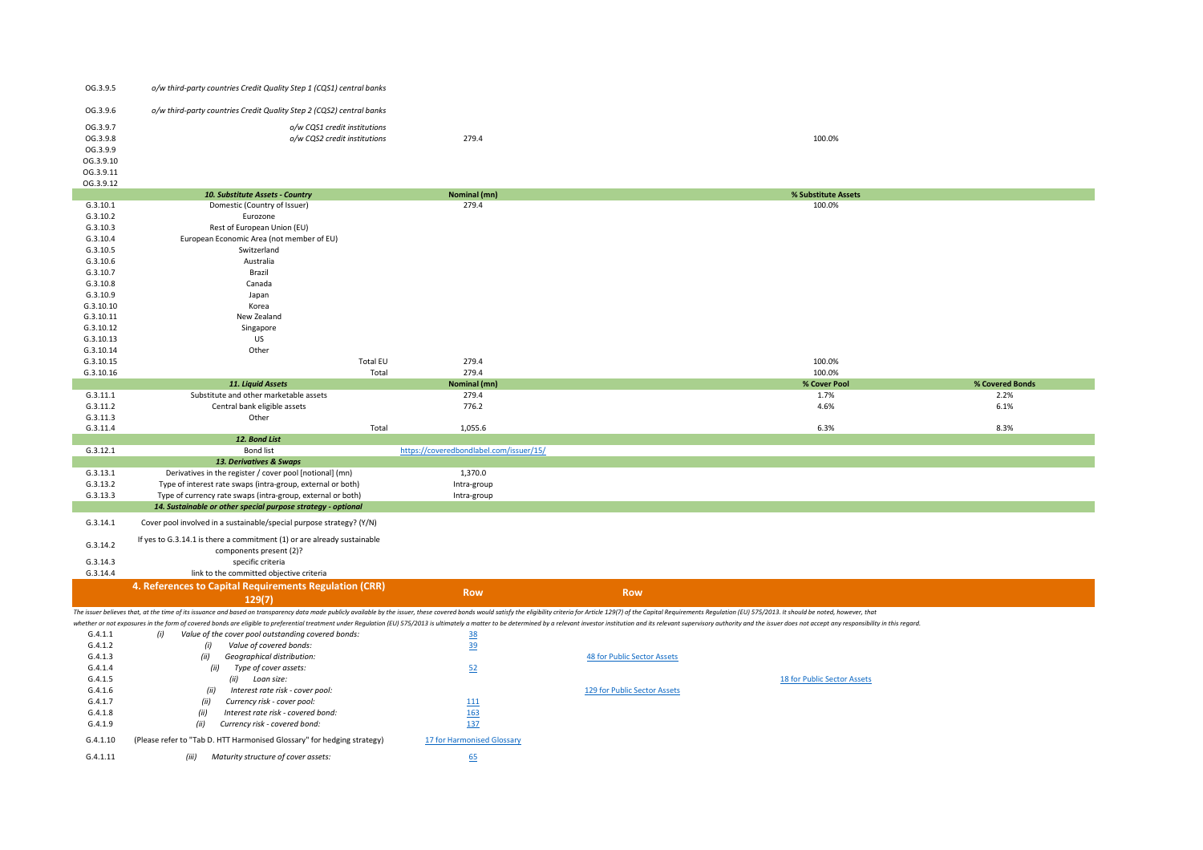| | | | | |
|---|---|---|---|---|
| OG.3.9.5 | *o/w third-party countries Credit Quality Step 1 (CQS1) central banks* | | | |
| OG.3.9.6 | *o/w third-party countries Credit Quality Step 2 (CQS2) central banks* | | | |
| OG.3.9.7 | *o/w CQS1 credit institutions* | | | |
| OG.3.9.8 | *o/w CQS2 credit institutions* | 279.4 | 100.0% | |
| OG.3.9.9 | | | | |
| OG.3.9.10 | | | | |
| OG.3.9.11 | | | | |
| OG.3.9.12 | | | | |
| | ***10. Substitute Assets - Country*** | **Nominal (mn)** | **% Substitute Assets** | |
| G.3.10.1 | Domestic (Country of Issuer) | 279.4 | 100.0% | |
| G.3.10.2 | Eurozone | | | |
| G.3.10.3 | Rest of European Union (EU) | | | |
| G.3.10.4 | European Economic Area (not member of EU) | | | |
| G.3.10.5 | Switzerland | | | |
| G.3.10.6 | Australia | | | |
| G.3.10.7 | Brazil | | | |
| G.3.10.8 | Canada | | | |
| G.3.10.9 | Japan | | | |
| G.3.10.10 | Korea | | | |
| G.3.10.11 | New Zealand | | | |
| G.3.10.12 | Singapore | | | |
| G.3.10.13 | US | | | |
| G.3.10.14 | Other | | | |
| G.3.10.15 | Total EU | 279.4 | 100.0% | |
| G.3.10.16 | Total | 279.4 | 100.0% | |
| | ***11. Liquid Assets*** | **Nominal (mn)** | **% Cover Pool** | **% Covered Bonds** |
| G.3.11.1 | Substitute and other marketable assets | 279.4 | 1.7% | 2.2% |
| G.3.11.2 | Central bank eligible assets | 776.2 | 4.6% | 6.1% |
| G.3.11.3 | Other | | | |
| G.3.11.4 | Total | 1,055.6 | 6.3% | 8.3% |
| | ***12. Bond List*** | | | |
| G.3.12.1 | Bond list | https://coveredbondlabel.com/issuer/15/ | | |
| | ***13. Derivatives & Swaps*** | | | |
| G.3.13.1 | Derivatives in the register / cover pool [notional] (mn) | 1,370.0 | | |
| G.3.13.2 | Type of interest rate swaps (intra-group, external or both) | Intra-group | | |
| G.3.13.3 | Type of currency rate swaps (intra-group, external or both) | Intra-group | | |
| | ***14. Sustainable or other special purpose strategy - optional*** | | | |
| G.3.14.1 | Cover pool involved in a sustainable/special purpose strategy? (Y/N) | | | |
| G.3.14.2 | If yes to G.3.14.1 is there a commitment (1) or are already sustainable components present (2)? | | | |
| G.3.14.3 | specific criteria | | | |
| G.3.14.4 | link to the committed objective criteria | | | |

## 4. References to Capital Requirements Regulation (CRR) 129(7)

*The issuer believes that, at the time of its issuance and based on transparency data made publicly available by the issuer, these covered bonds would satisfy the eligibility criteria for Article 129(7) of the Capital Requirements Regulation (EU) 575/2013. It should be noted, however, that whether or not exposures in the form of covered bonds are eligible to preferential treatment under Regulation (EU) 575/2013 is ultimately a matter to be determined by a relevant investor institution and its relevant supervisory authority and the issuer does not accept any responsibility in this regard.*

| | | **Row** | **Row** | |
|---|---|---|---|---|
| G.4.1.1 | *(i) Value of the cover pool outstanding covered bonds:* | 38 | | |
| G.4.1.2 | *(i) Value of covered bonds:* | 39 | | |
| G.4.1.3 | *(ii) Geographical distribution:* | | 48 for Public Sector Assets | |
| G.4.1.4 | *(ii) Type of cover assets:* | 52 | | |
| G.4.1.5 | *(ii) Loan size:* | | | 18 for Public Sector Assets |
| G.4.1.6 | *(ii) Interest rate risk - cover pool:* | | 129 for Public Sector Assets | |
| G.4.1.7 | *(ii) Currency risk - cover pool:* | 111 | | |
| G.4.1.8 | *(ii) Interest rate risk - covered bond:* | 163 | | |
| G.4.1.9 | *(ii) Currency risk - covered bond:* | 137 | | |
| G.4.1.10 | (Please refer to "Tab D. HTT Harmonised Glossary" for hedging strategy) | 17 for Harmonised Glossary | | |
| G.4.1.11 | *(iii) Maturity structure of cover assets:* | 65 | | |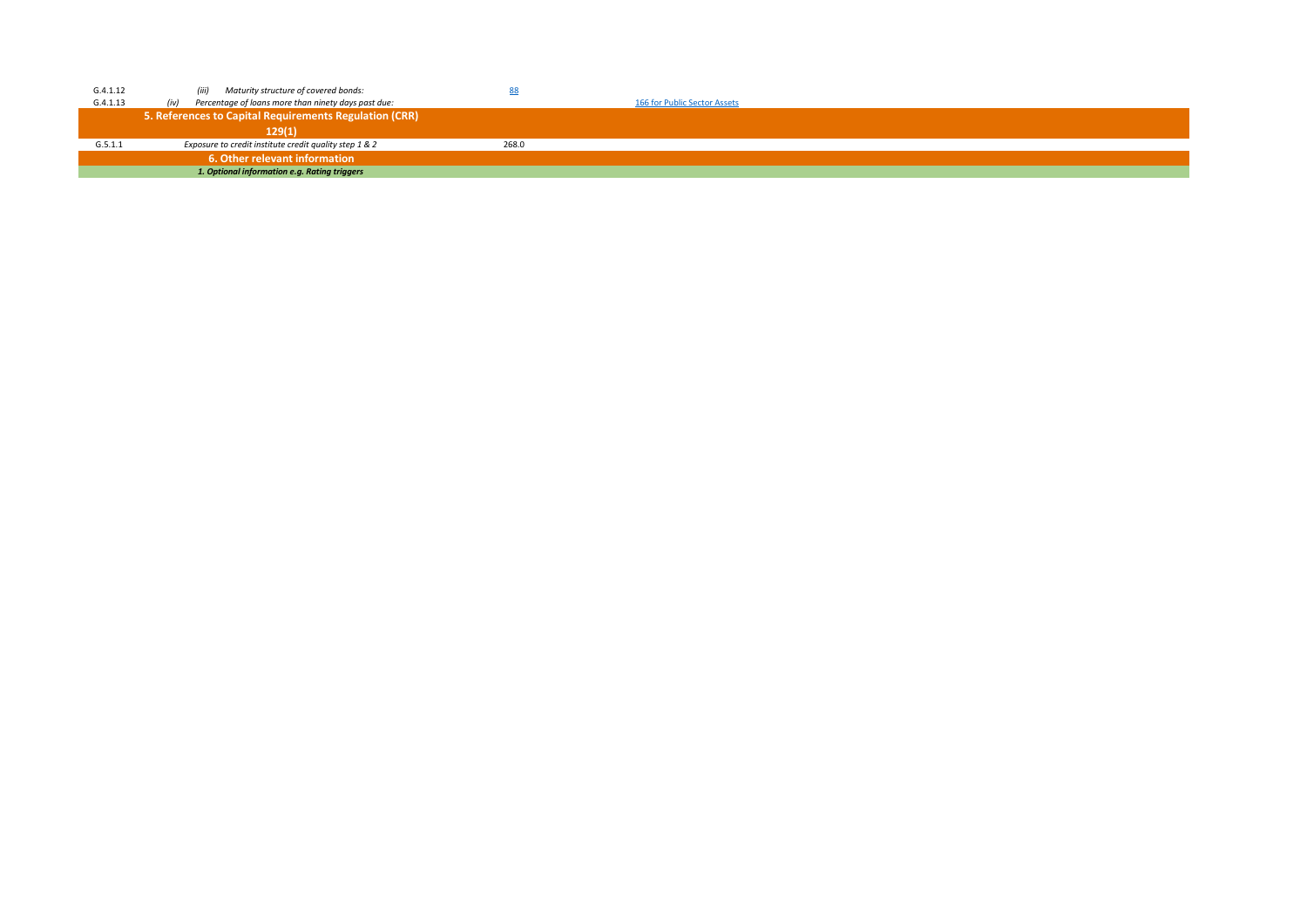| | | | |
|---|---|---|---|
| G.4.1.12 | *(iii) Maturity structure of covered bonds:* | 88 | |
| G.4.1.13 | *(iv) Percentage of loans more than ninety days past due:* | | 166 for Public Sector Assets |
| | **5. References to Capital Requirements Regulation (CRR) 129(1)** | | |
| G.5.1.1 | *Exposure to credit institute credit quality step 1 & 2* | 268.0 | |
| | **6. Other relevant information** | | |
| | ***1. Optional information e.g. Rating triggers*** | | |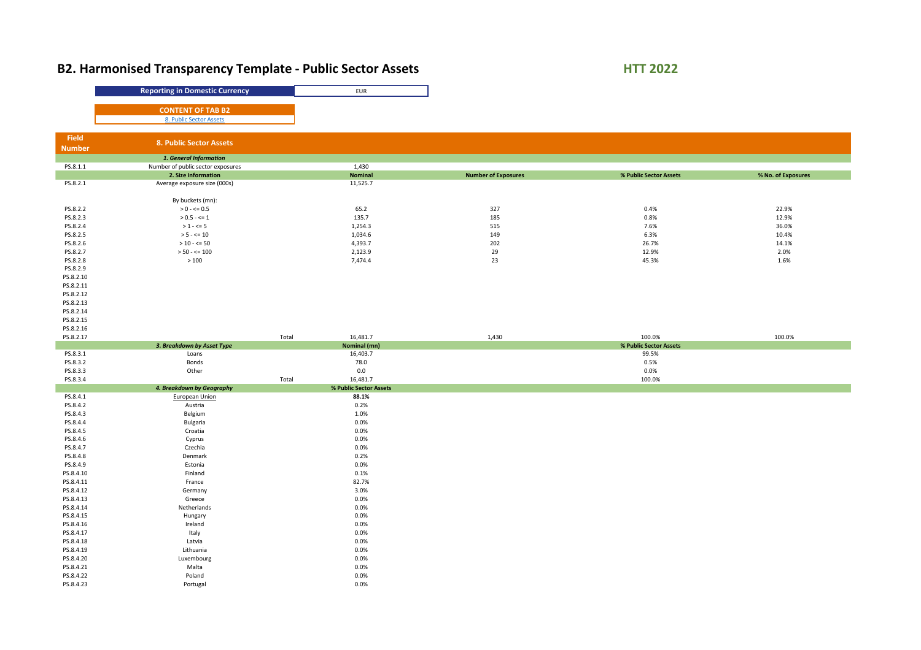# B2. Harmonised Transparency Template - Public Sector Assets

**HTT 2022**

| Reporting in Domestic Currency | EUR |
|---|---|

**CONTENT OF TAB B2**

8. Public Sector Assets

| Field Number | 8. Public Sector Assets | | | | | |
|---|---|---|---|---|---|---|
| | *1. General Information* | | | | | |
| PS.8.1.1 | Number of public sector exposures | | 1,430 | | | |
| | **2. Size Information** | | **Nominal** | **Number of Exposures** | **% Public Sector Assets** | **% No. of Exposures** |
| PS.8.2.1 | Average exposure size (000s) | | 11,525.7 | | | |
| | By buckets (mn): | | | | | |
| PS.8.2.2 | > 0 - <= 0.5 | | 65.2 | 327 | 0.4% | 22.9% |
| PS.8.2.3 | > 0.5 - <= 1 | | 135.7 | 185 | 0.8% | 12.9% |
| PS.8.2.4 | > 1 - <= 5 | | 1,254.3 | 515 | 7.6% | 36.0% |
| PS.8.2.5 | > 5 - <= 10 | | 1,034.6 | 149 | 6.3% | 10.4% |
| PS.8.2.6 | > 10 - <= 50 | | 4,393.7 | 202 | 26.7% | 14.1% |
| PS.8.2.7 | > 50 - <= 100 | | 2,123.9 | 29 | 12.9% | 2.0% |
| PS.8.2.8 | > 100 | | 7,474.4 | 23 | 45.3% | 1.6% |
| PS.8.2.9 | | | | | | |
| PS.8.2.10 | | | | | | |
| PS.8.2.11 | | | | | | |
| PS.8.2.12 | | | | | | |
| PS.8.2.13 | | | | | | |
| PS.8.2.14 | | | | | | |
| PS.8.2.15 | | | | | | |
| PS.8.2.16 | | | | | | |
| PS.8.2.17 | | Total | 16,481.7 | 1,430 | 100.0% | 100.0% |
| | *3. Breakdown by Asset Type* | | **Nominal (mn)** | | **% Public Sector Assets** | |
| PS.8.3.1 | Loans | | 16,403.7 | | 99.5% | |
| PS.8.3.2 | Bonds | | 78.0 | | 0.5% | |
| PS.8.3.3 | Other | | 0.0 | | 0.0% | |
| PS.8.3.4 | | Total | 16,481.7 | | 100.0% | |
| | *4. Breakdown by Geography* | | **% Public Sector Assets** | | | |
| PS.8.4.1 | European Union | | **88.1%** | | | |
| PS.8.4.2 | Austria | | 0.2% | | | |
| PS.8.4.3 | Belgium | | 1.0% | | | |
| PS.8.4.4 | Bulgaria | | 0.0% | | | |
| PS.8.4.5 | Croatia | | 0.0% | | | |
| PS.8.4.6 | Cyprus | | 0.0% | | | |
| PS.8.4.7 | Czechia | | 0.0% | | | |
| PS.8.4.8 | Denmark | | 0.2% | | | |
| PS.8.4.9 | Estonia | | 0.0% | | | |
| PS.8.4.10 | Finland | | 0.1% | | | |
| PS.8.4.11 | France | | 82.7% | | | |
| PS.8.4.12 | Germany | | 3.0% | | | |
| PS.8.4.13 | Greece | | 0.0% | | | |
| PS.8.4.14 | Netherlands | | 0.0% | | | |
| PS.8.4.15 | Hungary | | 0.0% | | | |
| PS.8.4.16 | Ireland | | 0.0% | | | |
| PS.8.4.17 | Italy | | 0.0% | | | |
| PS.8.4.18 | Latvia | | 0.0% | | | |
| PS.8.4.19 | Lithuania | | 0.0% | | | |
| PS.8.4.20 | Luxembourg | | 0.0% | | | |
| PS.8.4.21 | Malta | | 0.0% | | | |
| PS.8.4.22 | Poland | | 0.0% | | | |
| PS.8.4.23 | Portugal | | 0.0% | | | |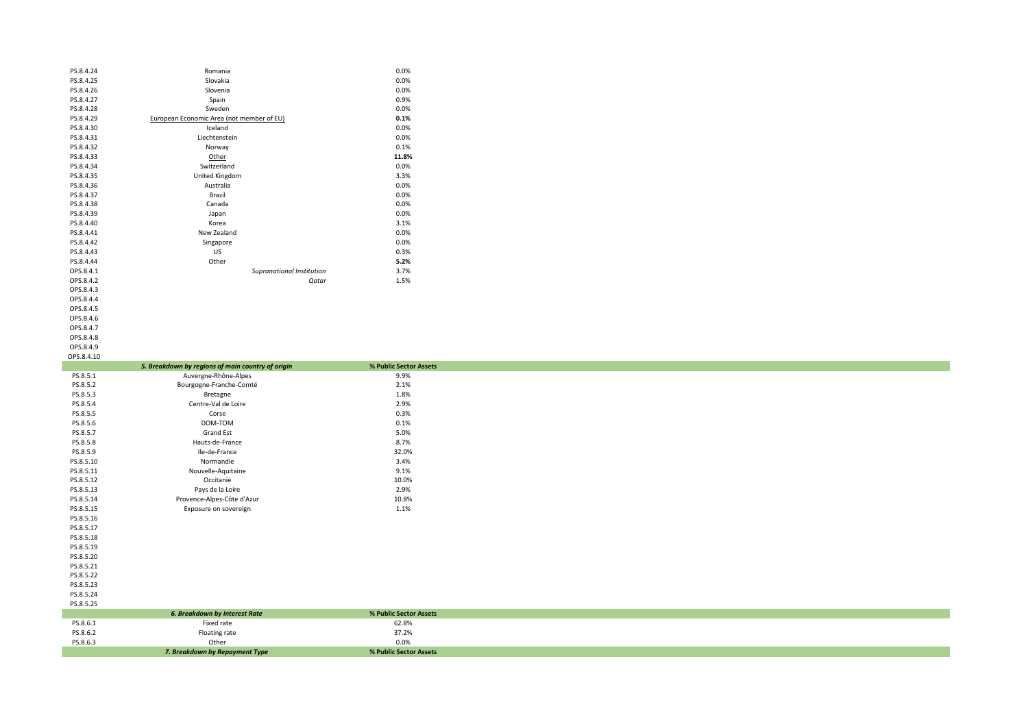| | | |
|---|---|---|
| PS.8.4.24 | Romania | 0.0% |
| PS.8.4.25 | Slovakia | 0.0% |
| PS.8.4.26 | Slovenia | 0.0% |
| PS.8.4.27 | Spain | 0.9% |
| PS.8.4.28 | Sweden | 0.0% |
| PS.8.4.29 | European Economic Area (not member of EU) | **0.1%** |
| PS.8.4.30 | Iceland | 0.0% |
| PS.8.4.31 | Liechtenstein | 0.0% |
| PS.8.4.32 | Norway | 0.1% |
| PS.8.4.33 | Other | **11.8%** |
| PS.8.4.34 | Switzerland | 0.0% |
| PS.8.4.35 | United Kingdom | 3.3% |
| PS.8.4.36 | Australia | 0.0% |
| PS.8.4.37 | Brazil | 0.0% |
| PS.8.4.38 | Canada | 0.0% |
| PS.8.4.39 | Japan | 0.0% |
| PS.8.4.40 | Korea | 3.1% |
| PS.8.4.41 | New Zealand | 0.0% |
| PS.8.4.42 | Singapore | 0.0% |
| PS.8.4.43 | US | 0.3% |
| PS.8.4.44 | Other | **5.2%** |
| OPS.8.4.1 | *Supranational Institution* | 3.7% |
| OPS.8.4.2 | *Qatar* | 1.5% |
| OPS.8.4.3 | | |
| OPS.8.4.4 | | |
| OPS.8.4.5 | | |
| OPS.8.4.6 | | |
| OPS.8.4.7 | | |
| OPS.8.4.8 | | |
| OPS.8.4.9 | | |
| OPS.8.4.10 | | |

| | ***5. Breakdown by regions of main country of origin*** | **% Public Sector Assets** |
|---|---|---|
| PS.8.5.1 | Auvergne-Rhône-Alpes | 9.9% |
| PS.8.5.2 | Bourgogne-Franche-Comté | 2.1% |
| PS.8.5.3 | Bretagne | 1.8% |
| PS.8.5.4 | Centre-Val de Loire | 2.9% |
| PS.8.5.5 | Corse | 0.3% |
| PS.8.5.6 | DOM-TOM | 0.1% |
| PS.8.5.7 | Grand Est | 5.0% |
| PS.8.5.8 | Hauts-de-France | 8.7% |
| PS.8.5.9 | Ile-de-France | 32.0% |
| PS.8.5.10 | Normandie | 3.4% |
| PS.8.5.11 | Nouvelle-Aquitaine | 9.1% |
| PS.8.5.12 | Occitanie | 10.0% |
| PS.8.5.13 | Pays de la Loire | 2.9% |
| PS.8.5.14 | Provence-Alpes-Côte d'Azur | 10.8% |
| PS.8.5.15 | Exposure on sovereign | 1.1% |
| PS.8.5.16 | | |
| PS.8.5.17 | | |
| PS.8.5.18 | | |
| PS.8.5.19 | | |
| PS.8.5.20 | | |
| PS.8.5.21 | | |
| PS.8.5.22 | | |
| PS.8.5.23 | | |
| PS.8.5.24 | | |
| PS.8.5.25 | | |

| | ***6. Breakdown by Interest Rate*** | **% Public Sector Assets** |
|---|---|---|
| PS.8.6.1 | Fixed rate | 62.8% |
| PS.8.6.2 | Floating rate | 37.2% |
| PS.8.6.3 | Other | 0.0% |

| | ***7. Breakdown by Repayment Type*** | **% Public Sector Assets** |
|---|---|---|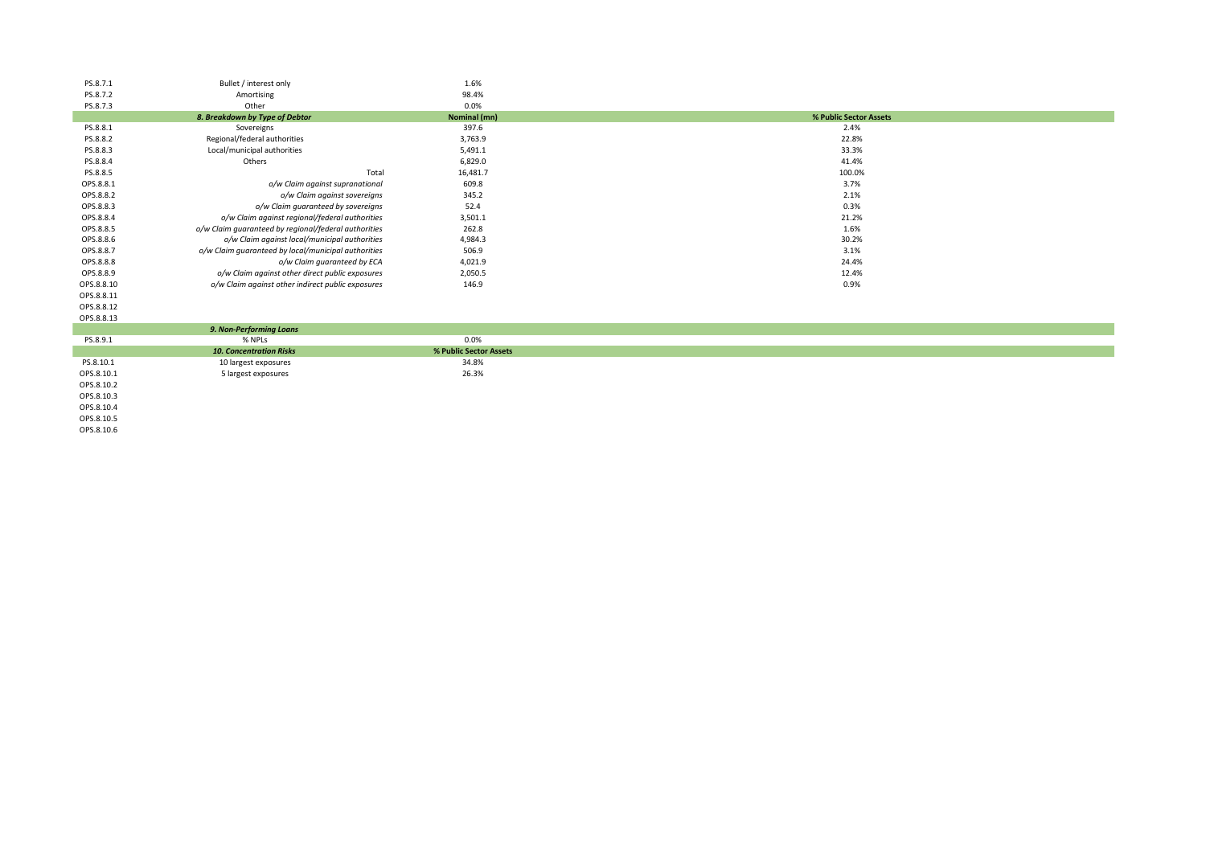| | | | |
|---|---|---|---|
| PS.8.7.1 | Bullet / interest only | 1.6% | |
| PS.8.7.2 | Amortising | 98.4% | |
| PS.8.7.3 | Other | 0.0% | |
| | ***8. Breakdown by Type of Debtor*** | **Nominal (mn)** | **% Public Sector Assets** |
| PS.8.8.1 | Sovereigns | 397.6 | 2.4% |
| PS.8.8.2 | Regional/federal authorities | 3,763.9 | 22.8% |
| PS.8.8.3 | Local/municipal authorities | 5,491.1 | 33.3% |
| PS.8.8.4 | Others | 6,829.0 | 41.4% |
| PS.8.8.5 | Total | 16,481.7 | 100.0% |
| OPS.8.8.1 | *o/w Claim against supranational* | 609.8 | 3.7% |
| OPS.8.8.2 | *o/w Claim against sovereigns* | 345.2 | 2.1% |
| OPS.8.8.3 | *o/w Claim guaranteed by sovereigns* | 52.4 | 0.3% |
| OPS.8.8.4 | *o/w Claim against regional/federal authorities* | 3,501.1 | 21.2% |
| OPS.8.8.5 | *o/w Claim guaranteed by regional/federal authorities* | 262.8 | 1.6% |
| OPS.8.8.6 | *o/w Claim against local/municipal authorities* | 4,984.3 | 30.2% |
| OPS.8.8.7 | *o/w Claim guaranteed by local/municipal authorities* | 506.9 | 3.1% |
| OPS.8.8.8 | *o/w Claim guaranteed by ECA* | 4,021.9 | 24.4% |
| OPS.8.8.9 | *o/w Claim against other direct public exposures* | 2,050.5 | 12.4% |
| OPS.8.8.10 | *o/w Claim against other indirect public exposures* | 146.9 | 0.9% |
| OPS.8.8.11 | | | |
| OPS.8.8.12 | | | |
| OPS.8.8.13 | | | |
| | ***9. Non-Performing Loans*** | | |
| PS.8.9.1 | % NPLs | 0.0% | |
| | ***10. Concentration Risks*** | **% Public Sector Assets** | |
| PS.8.10.1 | 10 largest exposures | 34.8% | |
| OPS.8.10.1 | 5 largest exposures | 26.3% | |
| OPS.8.10.2 | | | |
| OPS.8.10.3 | | | |
| OPS.8.10.4 | | | |
| OPS.8.10.5 | | | |
| OPS.8.10.6 | | | |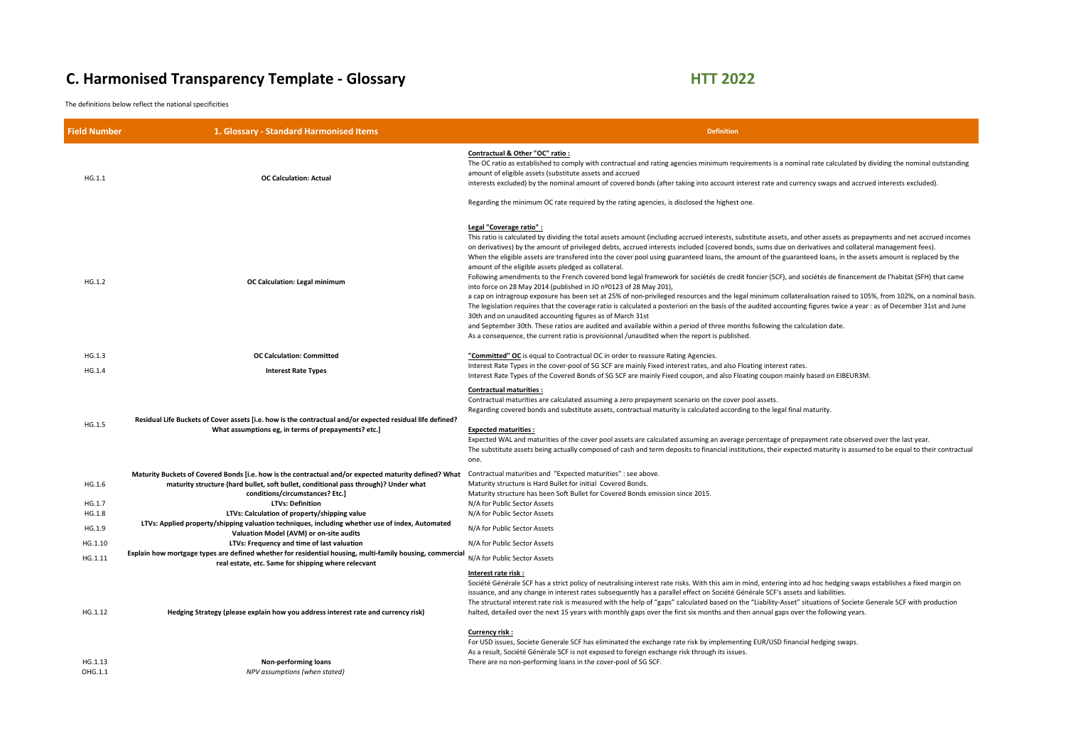# C. Harmonised Transparency Template - Glossary

**HTT 2022**

The definitions below reflect the national specificities

| Field Number | 1. Glossary - Standard Harmonised Items | Definition |
|---|---|---|
| HG.1.1 | **OC Calculation: Actual** | **Contractual & Other "OC" ratio :**<br>The OC ratio as established to comply with contractual and rating agencies minimum requirements is a nominal rate calculated by dividing the nominal outstanding amount of eligible assets (substitute assets and accrued interests excluded) by the nominal amount of covered bonds (after taking into account interest rate and currency swaps and accrued interests excluded).<br><br>Regarding the minimum OC rate required by the rating agencies, is disclosed the highest one. |
| HG.1.2 | **OC Calculation: Legal minimum** | **Legal "Coverage ratio" :**<br>This ratio is calculated by dividing the total assets amount (including accrued interests, substitute assets, and other assets as prepayments and net accrued incomes on derivatives) by the amount of privileged debts, accrued interests included (covered bonds, sums due on derivatives and collateral management fees).<br>When the eligible assets are transfered into the cover pool using guaranteed loans, the amount of the guaranteed loans, in the assets amount is replaced by the amount of the eligible assets pledged as collateral.<br>Following amendments to the French covered bond legal framework for sociétés de credit foncier (SCF), and sociétés de financement de l'habitat (SFH) that came into force on 28 May 2014 (published in JO nº0123 of 28 May 201),<br>a cap on intragroup exposure has been set at 25% of non-privileged resources and the legal minimum collateralisation raised to 105%, from 102%, on a nominal basis.<br>The legislation requires that the coverage ratio is calculated a posteriori on the basis of the audited accounting figures twice a year : as of December 31st and June 30th and on unaudited accounting figures as of March 31st<br>and September 30th. These ratios are audited and available within a period of three months following the calculation date.<br>As a consequence, the current ratio is provisionnal /unaudited when the report is published. |
| HG.1.3 | **OC Calculation: Committed** | **"Committed" OC** is equal to Contractual OC in order to reassure Rating Agencies. |
| HG.1.4 | **Interest Rate Types** | Interest Rate Types in the cover-pool of SG SCF are mainly Fixed interest rates, and also Floating interest rates.<br>Interest Rate Types of the Covered Bonds of SG SCF are mainly Fixed coupon, and also Floating coupon mainly based on EIBEUR3M. |
| HG.1.5 | **Residual Life Buckets of Cover assets [i.e. how is the contractual and/or expected residual life defined? What assumptions eg, in terms of prepayments? etc.]** | **Contractual maturities :**<br>Contractual maturities are calculated assuming a zero prepayment scenario on the cover pool assets.<br>Regarding covered bonds and substitute assets, contractual maturity is calculated according to the legal final maturity.<br><br>**Expected maturities :**<br>Expected WAL and maturities of the cover pool assets are calculated assuming an average percentage of prepayment rate observed over the last year.<br>The substitute assets being actually composed of cash and term deposits to financial institutions, their expected maturity is assumed to be equal to their contractual one. |
| HG.1.6 | **Maturity Buckets of Covered Bonds [i.e. how is the contractual and/or expected maturity defined? What maturity structure (hard bullet, soft bullet, conditional pass through)? Under what conditions/circumstances? Etc.]** | Contractual maturities and "Expected maturities" : see above.<br>Maturity structure is Hard Bullet for initial Covered Bonds.<br>Maturity structure has been Soft Bullet for Covered Bonds emission since 2015. |
| HG.1.7 | **LTVs: Definition** | N/A for Public Sector Assets |
| HG.1.8 | **LTVs: Calculation of property/shipping value** | N/A for Public Sector Assets |
| HG.1.9 | **LTVs: Applied property/shipping valuation techniques, including whether use of index, Automated Valuation Model (AVM) or on-site audits** | N/A for Public Sector Assets |
| HG.1.10 | **LTVs: Frequency and time of last valuation** | N/A for Public Sector Assets |
| HG.1.11 | **Explain how mortgage types are defined whether for residential housing, multi-family housing, commercial real estate, etc. Same for shipping where relecvant** | N/A for Public Sector Assets |
| HG.1.12 | **Hedging Strategy (please explain how you address interest rate and currency risk)** | **Interest rate risk :**<br>Société Générale SCF has a strict policy of neutralising interest rate risks. With this aim in mind, entering into ad hoc hedging swaps establishes a fixed margin on issuance, and any change in interest rates subsequently has a parallel effect on Société Générale SCF's assets and liabilities.<br>The structural interest rate risk is measured with the help of "gaps" calculated based on the "Liability-Asset" situations of Societe Generale SCF with production halted, detailed over the next 15 years with monthly gaps over the first six months and then annual gaps over the following years.<br><br>**Currency risk :**<br>For USD issues, Societe Generale SCF has eliminated the exchange rate risk by implementing EUR/USD financial hedging swaps.<br>As a result, Société Générale SCF is not exposed to foreign exchange risk through its issues. |
| HG.1.13 | **Non-performing loans** | There are no non-performing loans in the cover-pool of SG SCF. |
| OHG.1.1 | *NPV assumptions (when stated)* | |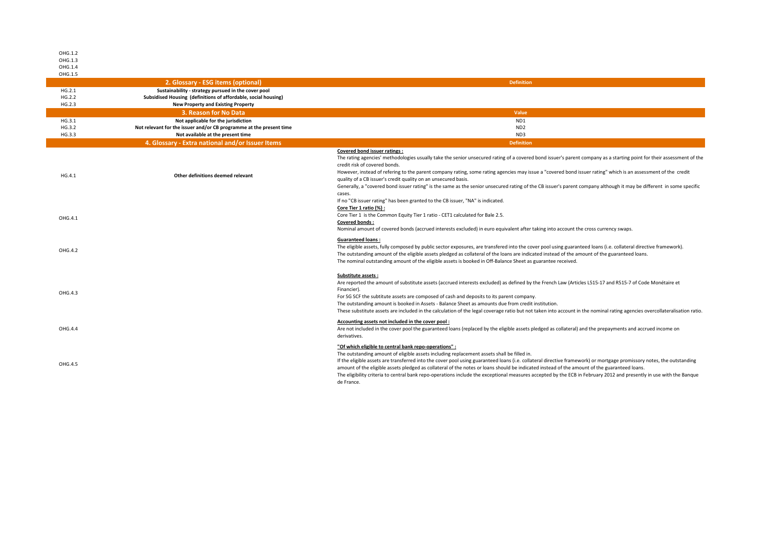| | | |
|---|---|---|
| OHG.1.2 | | |
| OHG.1.3 | | |
| OHG.1.4 | | |
| OHG.1.5 | | |
| | **2. Glossary - ESG items (optional)** | **Definition** |
| HG.2.1 | **Sustainability - strategy pursued in the cover pool** | |
| HG.2.2 | **Subsidised Housing (definitions of affordable, social housing)** | |
| HG.2.3 | **New Property and Existing Property** | |
| | **3. Reason for No Data** | **Value** |
| HG.3.1 | **Not applicable for the jurisdiction** | ND1 |
| HG.3.2 | **Not relevant for the issuer and/or CB programme at the present time** | ND2 |
| HG.3.3 | **Not available at the present time** | ND3 |
| | **4. Glossary - Extra national and/or Issuer Items** | **Definition** |
| HG.4.1 | **Other definitions deemed relevant** | **Covered bond issuer ratings :**<br>The rating agencies' methodologies usually take the senior unsecured rating of a covered bond issuer's parent company as a starting point for their assessment of the credit risk of covered bonds.<br>However, instead of refering to the parent company rating, some rating agencies may issue a "covered bond issuer rating" which is an assessment of the credit quality of a CB issuer's credit quality on an unsecured basis.<br>Generally, a "covered bond issuer rating" is the same as the senior unsecured rating of the CB issuer's parent company although it may be different in some specific cases.<br>If no "CB issuer rating" has been granted to the CB issuer, "NA" is indicated. |
| OHG.4.1 | | **Core Tier 1 ratio (%) :**<br>Core Tier 1 is the Common Equity Tier 1 ratio - CET1 calculated for Bale 2.5.<br>**Covered bonds :**<br>Nominal amount of covered bonds (accrued interests excluded) in euro equivalent after taking into account the cross currency swaps. |
| OHG.4.2 | | **Guaranteed loans :**<br>The eligible assets, fully composed by public sector exposures, are transfered into the cover pool using guaranteed loans (i.e. collateral directive framework).<br>The outstanding amount of the eligible assets pledged as collateral of the loans are indicated instead of the amount of the guaranteed loans.<br>The nominal outstanding amount of the eligible assets is booked in Off-Balance Sheet as guarantee received. |
| OHG.4.3 | | **Substitute assets :**<br>Are reported the amount of substitute assets (accrued interests excluded) as defined by the French Law (Articles L515-17 and R515-7 of Code Monétaire et Financier).<br>For SG SCF the subtitute assets are composed of cash and deposits to its parent company.<br>The outstanding amount is booked in Assets - Balance Sheet as amounts due from credit institution.<br>These substitute assets are included in the calculation of the legal coverage ratio but not taken into account in the nominal rating agencies overcollateralisation ratio. |
| OHG.4.4 | | **Accounting assets not included in the cover pool :**<br>Are not included in the cover pool the guaranteed loans (replaced by the eligible assets pledged as collateral) and the prepayments and accrued income on derivatives. |
| OHG.4.5 | | **"Of which eligible to central bank repo-operations" :**<br>The outstanding amount of eligible assets including replacement assets shall be filled in.<br>If the eligible assets are transferred into the cover pool using guaranteed loans (i.e. collateral directive framework) or mortgage promissory notes, the outstanding amount of the eligible assets pledged as collateral of the notes or loans should be indicated instead of the amount of the guaranteed loans.<br>The eligibility criteria to central bank repo-operations include the exceptional measures accepted by the ECB in February 2012 and presently in use with the Banque de France. |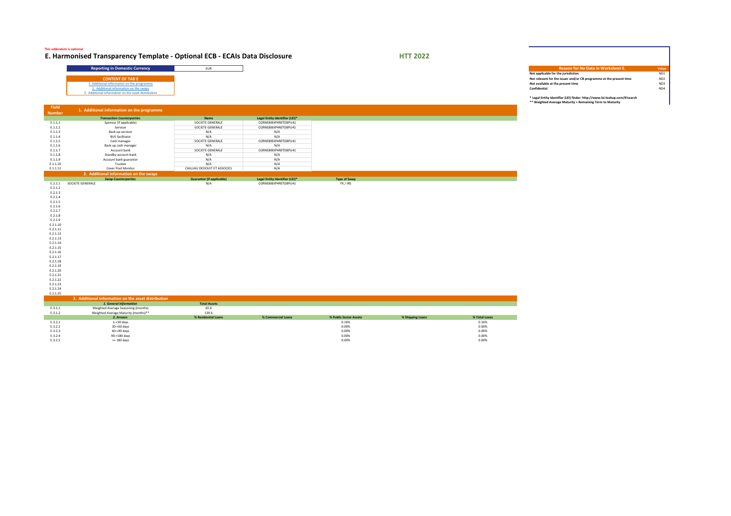This addendum is optional

# E. Harmonised Transparency Template - Optional ECB - ECAIs Data Disclosure

**HTT 2022**

| Reporting in Domestic Currency | EUR |
|---|---|

**CONTENT OF TAB E**

1. Additional information on the programme
2. Additional information on the swaps
3. Additional information on the asset distribution

| Reason for No Data in Worksheet E. | Value |
|---|---|
| Not applicable for the jurisdiction | ND1 |
| Not relevant for the issuer and/or CB programme at the present time | ND2 |
| Not available at the present time | ND3 |
| Confidential | ND4 |

\* Legal Entity Identifier (LEI) finder: http://www.lei-lookup.com/#!search
\** Weighted Average Maturity = Remaining Term to Maturity

## 1. Additional information on the programme

| Field Number | Transaction Counterparties | Name | Legal Entity Identifier (LEI)* |
|---|---|---|---|
| E.1.1.1 | Sponsor (if applicable) | SOCIETE GENERALE | O2RNE8IBXP4R0TD8PU41 |
| E.1.1.2 | Servicer | SOCIETE GENERALE | O2RNE8IBXP4R0TD8PU41 |
| E.1.1.3 | Back-up servicer | N/A | N/A |
| E.1.1.4 | BUS facilitator | N/A | N/A |
| E.1.1.5 | Cash manager | SOCIETE GENERALE | O2RNE8IBXP4R0TD8PU41 |
| E.1.1.6 | Back-up cash manager | N/A | N/A |
| E.1.1.7 | Account bank | SOCIETE GENERALE | O2RNE8IBXP4R0TD8PU41 |
| E.1.1.8 | Standby account bank | N/A | N/A |
| E.1.1.9 | Account bank guarantor | N/A | N/A |
| E.1.1.10 | Trustee | N/A | N/A |
| E.1.1.11 | Cover Pool Monitor | CAILLIAU DEDOUIT ET ASSOCIES | N/A |

## 2. Additional information on the swaps

| Field Number | Swap Counterparties | Guarantor (if applicable) | Legal Entity Identifier (LEI)* | Type of Swap |
|---|---|---|---|---|
| E.2.1.1 | SOCIETE GENERALE | N/A | O2RNE8IBXP4R0TD8PU41 | FX / IRS |
| E.2.1.2 | | | | |
| E.2.1.3 | | | | |
| E.2.1.4 | | | | |
| E.2.1.5 | | | | |
| E.2.1.6 | | | | |
| E.2.1.7 | | | | |
| E.2.1.8 | | | | |
| E.2.1.9 | | | | |
| E.2.1.10 | | | | |
| E.2.1.11 | | | | |
| E.2.1.12 | | | | |
| E.2.1.13 | | | | |
| E.2.1.14 | | | | |
| E.2.1.15 | | | | |
| E.2.1.16 | | | | |
| E.2.1.17 | | | | |
| E.2.1.18 | | | | |
| E.2.1.19 | | | | |
| E.2.1.20 | | | | |
| E.2.1.21 | | | | |
| E.2.1.22 | | | | |
| E.2.1.23 | | | | |
| E.2.1.24 | | | | |
| E.2.1.25 | | | | |

## 3. Additional information on the asset distribution

| Field Number | 1. General Information | Total Assets | | | | |
|---|---|---|---|---|---|---|
| E.3.1.1 | Weighted Average Seasoning (months) | 65.6 | | | | |
| E.3.1.2 | Weighted Average Maturity (months)** | 139.6 | | | | |
| | **2. Arrears** | **% Residential Loans** | **% Commercial Loans** | **% Public Sector Assets** | **% Shipping Loans** | **% Total Loans** |
| E.3.2.1 | 1-<30 days | | | 0.16% | | 0.16% |
| E.3.2.2 | 30-<60 days | | | 0.00% | | 0.00% |
| E.3.2.3 | 60-<90 days | | | 0.00% | | 0.00% |
| E.3.2.4 | 90-<180 days | | | 0.00% | | 0.00% |
| E.3.2.5 | >= 180 days | | | 0.00% | | 0.00% |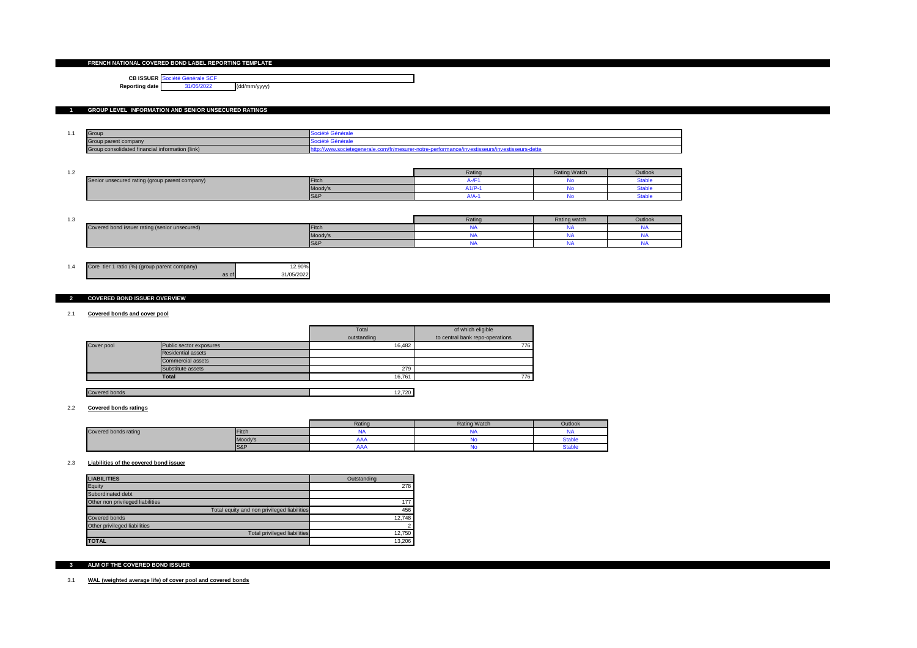# FRENCH NATIONAL COVERED BOND LABEL REPORTING TEMPLATE

| | | |
|---|---|---|
| **CB ISSUER** | Société Générale SCF | |
| **Reporting date** | 31/05/2022 | (dd/mm/yyyy) |

## 1 GROUP LEVEL INFORMATION AND SENIOR UNSECURED RATINGS

1.1

| | |
|---|---|
| Group | Société Générale |
| Group parent company | Société Générale |
| Group consolidated financial information (link) | http://www.societegenerale.com/fr/mesurer-notre-performance/investisseurs/investisseurs-dette |

1.2

| | | Rating | Rating Watch | Outlook |
|---|---|---|---|---|
| Senior unsecured rating (group parent company) | Fitch | A-/F1 | No | Stable |
| | Moody's | A1/P-1 | No | Stable |
| | S&P | A/A-1 | No | Stable |

1.3

| | | Rating | Rating watch | Outlook |
|---|---|---|---|---|
| Covered bond issuer rating (senior unsecured) | Fitch | NA | NA | NA |
| | Moody's | NA | NA | NA |
| | S&P | NA | NA | NA |

1.4

| | |
|---|---|
| Core tier 1 ratio (%) (group parent company) | 12.90% |
| as of | 31/05/2022 |

## 2 COVERED BOND ISSUER OVERVIEW

### 2.1 Covered bonds and cover pool

| | | Total outstanding | of which eligible to central bank repo-operations |
|---|---|---|---|
| Cover pool | Public sector exposures | 16,482 | 776 |
| | Residential assets | | |
| | Commercial assets | | |
| | Substitute assets | 279 | |
| | **Total** | 16,761 | 776 |

| | |
|---|---|
| Covered bonds | 12,720 |

### 2.2 Covered bonds ratings

| | | Rating | Rating Watch | Outlook |
|---|---|---|---|---|
| Covered bonds rating | Fitch | NA | NA | NA |
| | Moody's | AAA | No | Stable |
| | S&P | AAA | No | Stable |

### 2.3 Liabilities of the covered bond issuer

| **LIABILITIES** | Outstanding |
|---|---|
| Equity | 278 |
| Subordinated debt | |
| Other non privileged liabilities | 177 |
| Total equity and non privileged liabilities | 456 |
| Covered bonds | 12,748 |
| Other privileged liabilities | 2 |
| Total privileged liabilities | 12,750 |
| **TOTAL** | 13,206 |

## 3 ALM OF THE COVERED BOND ISSUER

### 3.1 WAL (weighted average life) of cover pool and covered bonds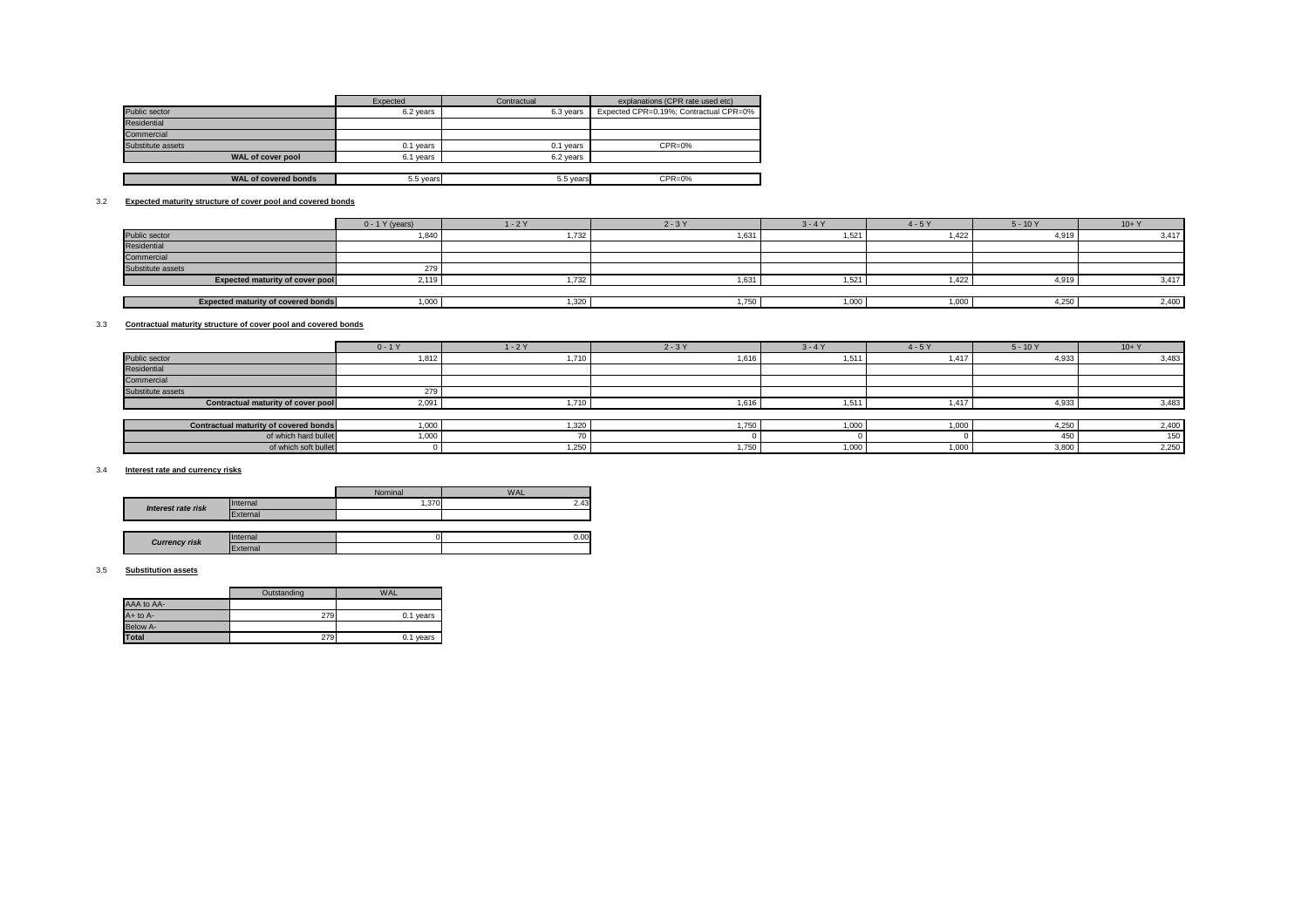| | Expected | Contractual | explanations (CPR rate used etc) |
|---|---|---|---|
| Public sector | 6.2 years | 6.3 years | Expected CPR=0.19%; Contractual CPR=0% |
| Residential | | | |
| Commercial | | | |
| Substitute assets | 0.1 years | 0.1 years | CPR=0% |
| **WAL of cover pool** | 6.1 years | 6.2 years | |
| | | | |
| **WAL of covered bonds** | 5.5 years | 5.5 years | CPR=0% |

3.2 **Expected maturity structure of cover pool and covered bonds**

| | 0 - 1 Y (years) | 1 - 2 Y | 2 - 3 Y | 3 - 4 Y | 4 - 5 Y | 5 - 10 Y | 10+ Y |
|---|---|---|---|---|---|---|---|
| Public sector | 1,840 | 1,732 | 1,631 | 1,521 | 1,422 | 4,919 | 3,417 |
| Residential | | | | | | | |
| Commercial | | | | | | | |
| Substitute assets | 279 | | | | | | |
| **Expected maturity of cover pool** | 2,119 | 1,732 | 1,631 | 1,521 | 1,422 | 4,919 | 3,417 |
| | | | | | | | |
| **Expected maturity of covered bonds** | 1,000 | 1,320 | 1,750 | 1,000 | 1,000 | 4,250 | 2,400 |

3.3 **Contractual maturity structure of cover pool and covered bonds**

| | 0 - 1 Y | 1 - 2 Y | 2 - 3 Y | 3 - 4 Y | 4 - 5 Y | 5 - 10 Y | 10+ Y |
|---|---|---|---|---|---|---|---|
| Public sector | 1,812 | 1,710 | 1,616 | 1,511 | 1,417 | 4,933 | 3,483 |
| Residential | | | | | | | |
| Commercial | | | | | | | |
| Substitute assets | 279 | | | | | | |
| **Contractual maturity of cover pool** | 2,091 | 1,710 | 1,616 | 1,511 | 1,417 | 4,933 | 3,483 |
| | | | | | | | |
| **Contractual maturity of covered bonds** | 1,000 | 1,320 | 1,750 | 1,000 | 1,000 | 4,250 | 2,400 |
| of which hard bullet | 1,000 | 70 | 0 | 0 | 0 | 450 | 150 |
| of which soft bullet | 0 | 1,250 | 1,750 | 1,000 | 1,000 | 3,800 | 2,250 |

3.4 **Interest rate and currency risks**

| | | Nominal | WAL |
|---|---|---|---|
| ***Interest rate risk*** | Internal | 1,370 | 2.43 |
| | External | | |
| | | | |
| ***Currency risk*** | Internal | 0 | 0.00 |
| | External | | |

3.5 **Substitution assets**

| | Outstanding | WAL |
|---|---|---|
| AAA to AA- | | |
| A+ to A- | 279 | 0.1 years |
| Below A- | | |
| **Total** | 279 | 0.1 years |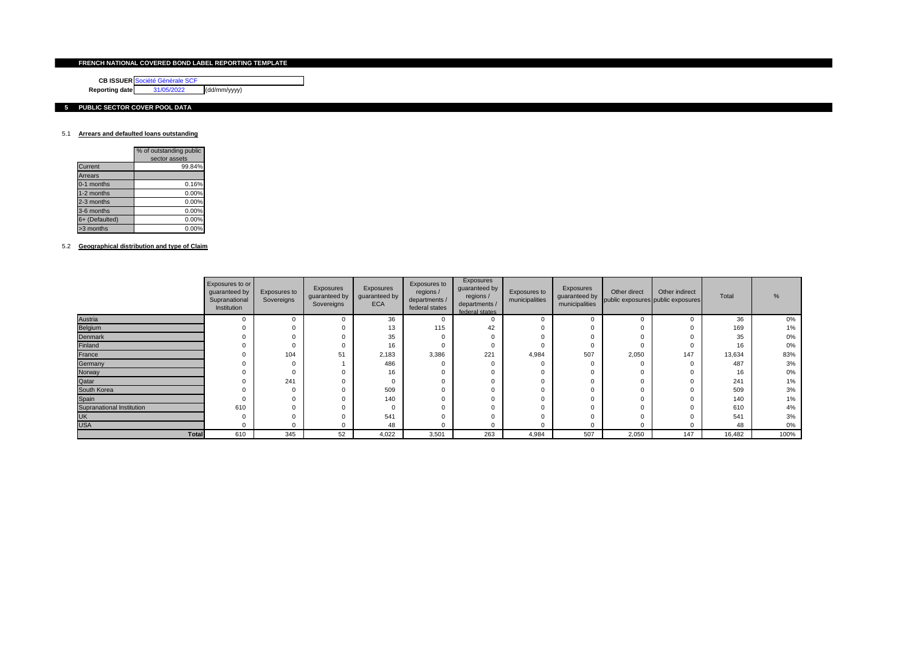# FRENCH NATIONAL COVERED BOND LABEL REPORTING TEMPLATE

**CB ISSUER** Société Générale SCF

**Reporting date** 31/05/2022 (dd/mm/yyyy)

## 5 PUBLIC SECTOR COVER POOL DATA

### 5.1 Arrears and defaulted loans outstanding

| | % of outstanding public sector assets |
|---|---|
| Current | 99.84% |
| Arrears | |
| 0-1 months | 0.16% |
| 1-2 months | 0.00% |
| 2-3 months | 0.00% |
| 3-6 months | 0.00% |
| 6+ (Defaulted) | 0.00% |
| >3 months | 0.00% |

### 5.2 Geographical distribution and type of Claim

| | Exposures to or guaranteed by Supranational Institution | Exposures to Sovereigns | Exposures guaranteed by Sovereigns | Exposures guaranteed by ECA | Exposures to regions / departments / federal states | Exposures guaranteed by regions / departments / federal states | Exposures to municipalities | Exposures guaranteed by municipalities | Other direct public exposures | Other indirect public exposures | Total | % |
|---|---|---|---|---|---|---|---|---|---|---|---|---|
| Austria | 0 | 0 | 0 | 36 | 0 | 0 | 0 | 0 | 0 | 0 | 36 | 0% |
| Belgium | 0 | 0 | 0 | 13 | 115 | 42 | 0 | 0 | 0 | 0 | 169 | 1% |
| Denmark | 0 | 0 | 0 | 35 | 0 | 0 | 0 | 0 | 0 | 0 | 35 | 0% |
| Finland | 0 | 0 | 0 | 16 | 0 | 0 | 0 | 0 | 0 | 0 | 16 | 0% |
| France | 0 | 104 | 51 | 2,183 | 3,386 | 221 | 4,984 | 507 | 2,050 | 147 | 13,634 | 83% |
| Germany | 0 | 0 | 1 | 486 | 0 | 0 | 0 | 0 | 0 | 0 | 487 | 3% |
| Norway | 0 | 0 | 0 | 16 | 0 | 0 | 0 | 0 | 0 | 0 | 16 | 0% |
| Qatar | 0 | 241 | 0 | 0 | 0 | 0 | 0 | 0 | 0 | 0 | 241 | 1% |
| South Korea | 0 | 0 | 0 | 509 | 0 | 0 | 0 | 0 | 0 | 0 | 509 | 3% |
| Spain | 0 | 0 | 0 | 140 | 0 | 0 | 0 | 0 | 0 | 0 | 140 | 1% |
| Supranational Institution | 610 | 0 | 0 | 0 | 0 | 0 | 0 | 0 | 0 | 0 | 610 | 4% |
| UK | 0 | 0 | 0 | 541 | 0 | 0 | 0 | 0 | 0 | 0 | 541 | 3% |
| USA | 0 | 0 | 0 | 48 | 0 | 0 | 0 | 0 | 0 | 0 | 48 | 0% |
| **Total** | 610 | 345 | 52 | 4,022 | 3,501 | 263 | 4,984 | 507 | 2,050 | 147 | 16,482 | 100% |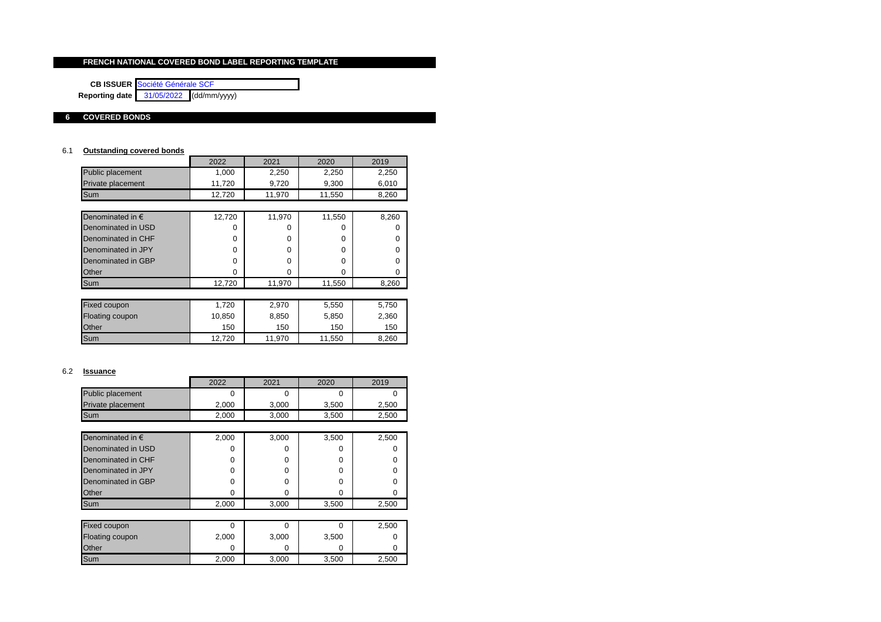# FRENCH NATIONAL COVERED BOND LABEL REPORTING TEMPLATE

**CB ISSUER** Société Générale SCF

**Reporting date** 31/05/2022 (dd/mm/yyyy)

## 6 COVERED BONDS

### 6.1 Outstanding covered bonds

| | 2022 | 2021 | 2020 | 2019 |
|---|---|---|---|---|
| Public placement | 1,000 | 2,250 | 2,250 | 2,250 |
| Private placement | 11,720 | 9,720 | 9,300 | 6,010 |
| Sum | 12,720 | 11,970 | 11,550 | 8,260 |

| | | | | |
|---|---|---|---|---|
| Denominated in € | 12,720 | 11,970 | 11,550 | 8,260 |
| Denominated in USD | 0 | 0 | 0 | 0 |
| Denominated in CHF | 0 | 0 | 0 | 0 |
| Denominated in JPY | 0 | 0 | 0 | 0 |
| Denominated in GBP | 0 | 0 | 0 | 0 |
| Other | 0 | 0 | 0 | 0 |
| Sum | 12,720 | 11,970 | 11,550 | 8,260 |

| | | | | |
|---|---|---|---|---|
| Fixed coupon | 1,720 | 2,970 | 5,550 | 5,750 |
| Floating coupon | 10,850 | 8,850 | 5,850 | 2,360 |
| Other | 150 | 150 | 150 | 150 |
| Sum | 12,720 | 11,970 | 11,550 | 8,260 |

### 6.2 Issuance

| | 2022 | 2021 | 2020 | 2019 |
|---|---|---|---|---|
| Public placement | 0 | 0 | 0 | 0 |
| Private placement | 2,000 | 3,000 | 3,500 | 2,500 |
| Sum | 2,000 | 3,000 | 3,500 | 2,500 |

| | | | | |
|---|---|---|---|---|
| Denominated in € | 2,000 | 3,000 | 3,500 | 2,500 |
| Denominated in USD | 0 | 0 | 0 | 0 |
| Denominated in CHF | 0 | 0 | 0 | 0 |
| Denominated in JPY | 0 | 0 | 0 | 0 |
| Denominated in GBP | 0 | 0 | 0 | 0 |
| Other | 0 | 0 | 0 | 0 |
| Sum | 2,000 | 3,000 | 3,500 | 2,500 |

| | | | | |
|---|---|---|---|---|
| Fixed coupon | 0 | 0 | 0 | 2,500 |
| Floating coupon | 2,000 | 3,000 | 3,500 | 0 |
| Other | 0 | 0 | 0 | 0 |
| Sum | 2,000 | 3,000 | 3,500 | 2,500 |